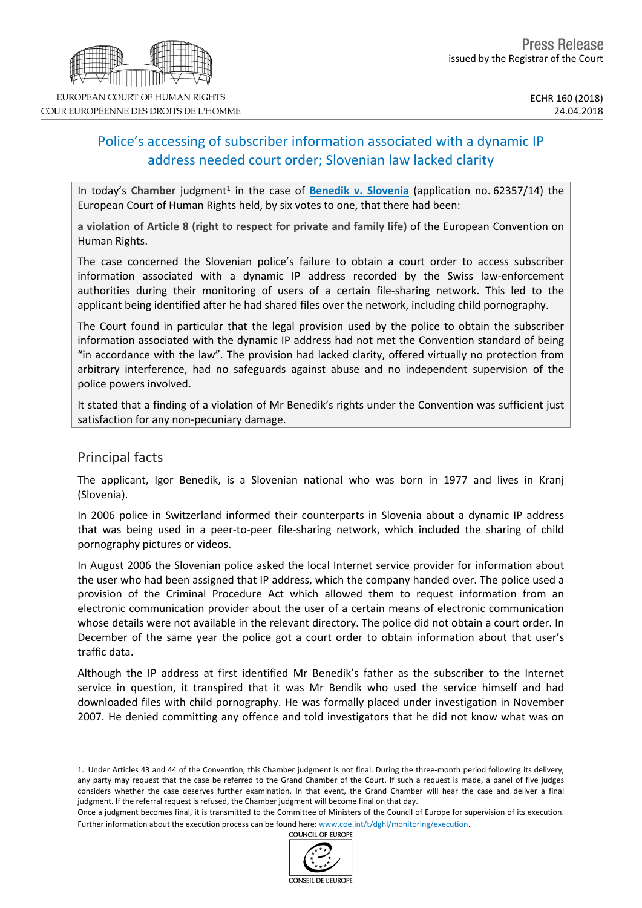Press Release

issued by the Registrar of the Court

EUROPEAN COURT OF HUMAN RIGHTS
COUR EUROPÉENNE DES DROITS DE L'HOMME

ECHR 160 (2018)
24.04.2018

# Police's accessing of subscriber information associated with a dynamic IP address needed court order; Slovenian law lacked clarity

In today's **Chamber** judgment[1] in the case of **Benedik v. Slovenia** (application no. 62357/14) the European Court of Human Rights held, by six votes to one, that there had been:

**a violation of Article 8 (right to respect for private and family life)** of the European Convention on Human Rights.

The case concerned the Slovenian police's failure to obtain a court order to access subscriber information associated with a dynamic IP address recorded by the Swiss law-enforcement authorities during their monitoring of users of a certain file-sharing network. This led to the applicant being identified after he had shared files over the network, including child pornography.

The Court found in particular that the legal provision used by the police to obtain the subscriber information associated with the dynamic IP address had not met the Convention standard of being "in accordance with the law". The provision had lacked clarity, offered virtually no protection from arbitrary interference, had no safeguards against abuse and no independent supervision of the police powers involved.

It stated that a finding of a violation of Mr Benedik's rights under the Convention was sufficient just satisfaction for any non-pecuniary damage.

## Principal facts

The applicant, Igor Benedik, is a Slovenian national who was born in 1977 and lives in Kranj (Slovenia).

In 2006 police in Switzerland informed their counterparts in Slovenia about a dynamic IP address that was being used in a peer-to-peer file-sharing network, which included the sharing of child pornography pictures or videos.

In August 2006 the Slovenian police asked the local Internet service provider for information about the user who had been assigned that IP address, which the company handed over. The police used a provision of the Criminal Procedure Act which allowed them to request information from an electronic communication provider about the user of a certain means of electronic communication whose details were not available in the relevant directory. The police did not obtain a court order. In December of the same year the police got a court order to obtain information about that user's traffic data.

Although the IP address at first identified Mr Benedik's father as the subscriber to the Internet service in question, it transpired that it was Mr Bendik who used the service himself and had downloaded files with child pornography. He was formally placed under investigation in November 2007. He denied committing any offence and told investigators that he did not know what was on

1. Under Articles 43 and 44 of the Convention, this Chamber judgment is not final. During the three-month period following its delivery, any party may request that the case be referred to the Grand Chamber of the Court. If such a request is made, a panel of five judges considers whether the case deserves further examination. In that event, the Grand Chamber will hear the case and deliver a final judgment. If the referral request is refused, the Chamber judgment will become final on that day.
Once a judgment becomes final, it is transmitted to the Committee of Ministers of the Council of Europe for supervision of its execution. Further information about the execution process can be found here: www.coe.int/t/dghl/monitoring/execution.

COUNCIL OF EUROPE
CONSEIL DE L'EUROPE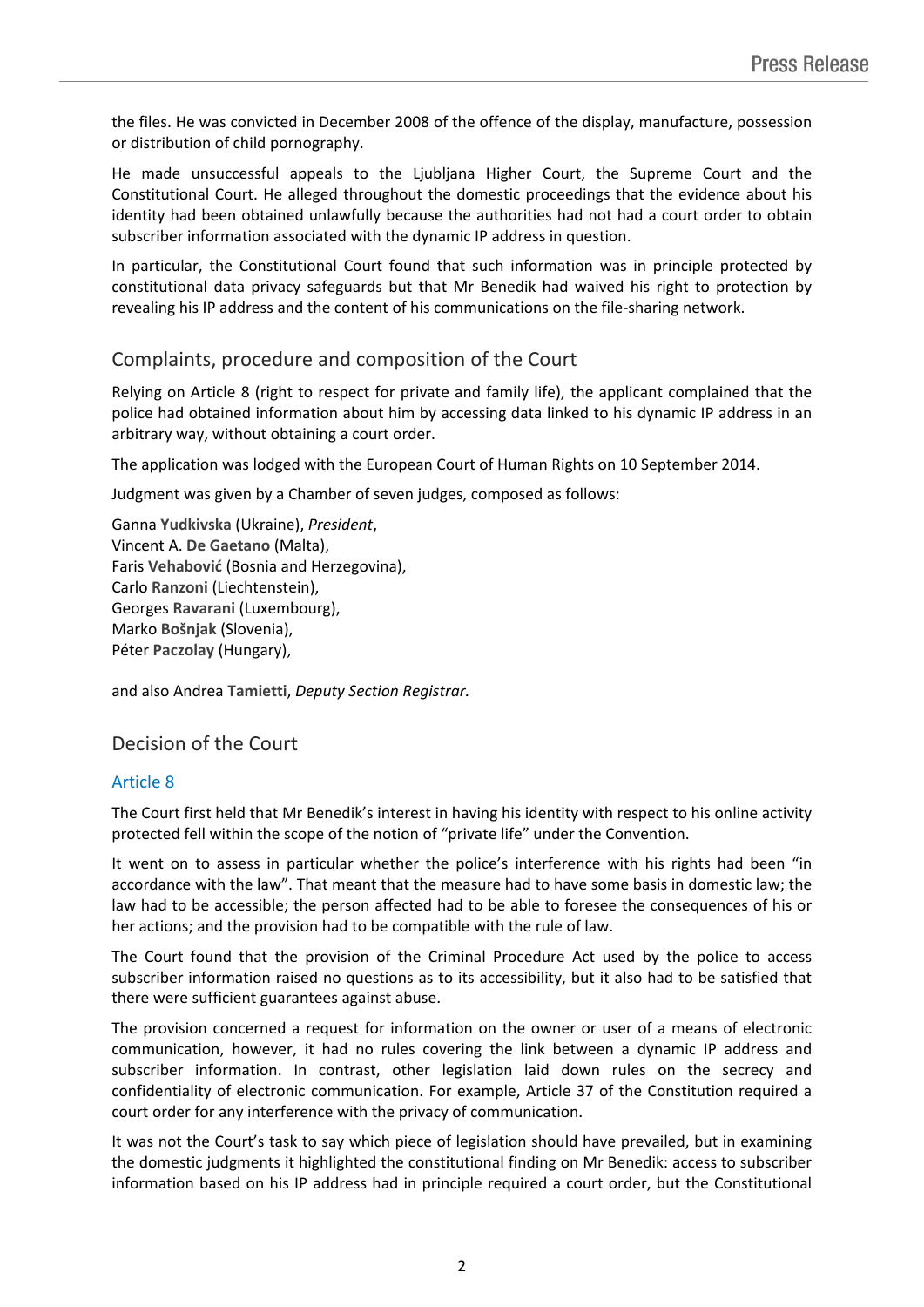the files. He was convicted in December 2008 of the offence of the display, manufacture, possession or distribution of child pornography.

He made unsuccessful appeals to the Ljubljana Higher Court, the Supreme Court and the Constitutional Court. He alleged throughout the domestic proceedings that the evidence about his identity had been obtained unlawfully because the authorities had not had a court order to obtain subscriber information associated with the dynamic IP address in question.

In particular, the Constitutional Court found that such information was in principle protected by constitutional data privacy safeguards but that Mr Benedik had waived his right to protection by revealing his IP address and the content of his communications on the file-sharing network.

## Complaints, procedure and composition of the Court

Relying on Article 8 (right to respect for private and family life), the applicant complained that the police had obtained information about him by accessing data linked to his dynamic IP address in an arbitrary way, without obtaining a court order.

The application was lodged with the European Court of Human Rights on 10 September 2014.

Judgment was given by a Chamber of seven judges, composed as follows:

Ganna **Yudkivska** (Ukraine), *President*,
Vincent A. **De Gaetano** (Malta),
Faris **Vehabović** (Bosnia and Herzegovina),
Carlo **Ranzoni** (Liechtenstein),
Georges **Ravarani** (Luxembourg),
Marko **Bošnjak** (Slovenia),
Péter **Paczolay** (Hungary),

and also Andrea **Tamietti**, *Deputy Section Registrar.*

## Decision of the Court

### Article 8

The Court first held that Mr Benedik's interest in having his identity with respect to his online activity protected fell within the scope of the notion of "private life" under the Convention.

It went on to assess in particular whether the police's interference with his rights had been "in accordance with the law". That meant that the measure had to have some basis in domestic law; the law had to be accessible; the person affected had to be able to foresee the consequences of his or her actions; and the provision had to be compatible with the rule of law.

The Court found that the provision of the Criminal Procedure Act used by the police to access subscriber information raised no questions as to its accessibility, but it also had to be satisfied that there were sufficient guarantees against abuse.

The provision concerned a request for information on the owner or user of a means of electronic communication, however, it had no rules covering the link between a dynamic IP address and subscriber information. In contrast, other legislation laid down rules on the secrecy and confidentiality of electronic communication. For example, Article 37 of the Constitution required a court order for any interference with the privacy of communication.

It was not the Court's task to say which piece of legislation should have prevailed, but in examining the domestic judgments it highlighted the constitutional finding on Mr Benedik: access to subscriber information based on his IP address had in principle required a court order, but the Constitutional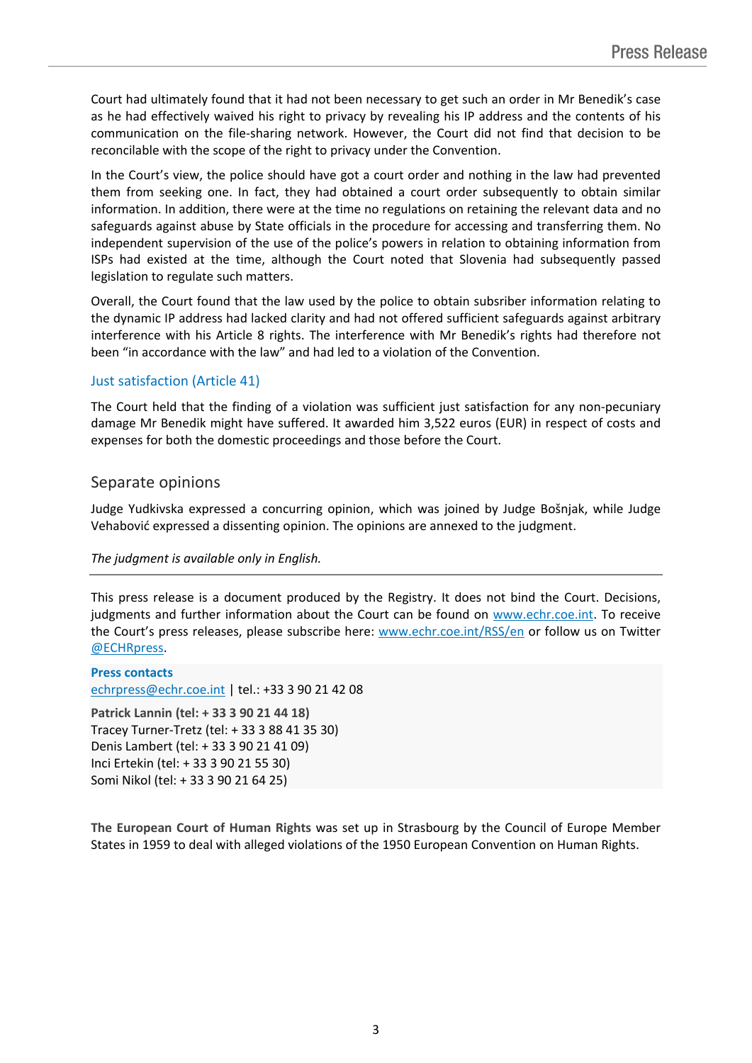Court had ultimately found that it had not been necessary to get such an order in Mr Benedik's case as he had effectively waived his right to privacy by revealing his IP address and the contents of his communication on the file-sharing network. However, the Court did not find that decision to be reconcilable with the scope of the right to privacy under the Convention.

In the Court's view, the police should have got a court order and nothing in the law had prevented them from seeking one. In fact, they had obtained a court order subsequently to obtain similar information. In addition, there were at the time no regulations on retaining the relevant data and no safeguards against abuse by State officials in the procedure for accessing and transferring them. No independent supervision of the use of the police's powers in relation to obtaining information from ISPs had existed at the time, although the Court noted that Slovenia had subsequently passed legislation to regulate such matters.

Overall, the Court found that the law used by the police to obtain subsriber information relating to the dynamic IP address had lacked clarity and had not offered sufficient safeguards against arbitrary interference with his Article 8 rights. The interference with Mr Benedik's rights had therefore not been "in accordance with the law" and had led to a violation of the Convention.

### Just satisfaction (Article 41)

The Court held that the finding of a violation was sufficient just satisfaction for any non-pecuniary damage Mr Benedik might have suffered. It awarded him 3,522 euros (EUR) in respect of costs and expenses for both the domestic proceedings and those before the Court.

## Separate opinions

Judge Yudkivska expressed a concurring opinion, which was joined by Judge Bošnjak, while Judge Vehabović expressed a dissenting opinion. The opinions are annexed to the judgment.

*The judgment is available only in English.*

---

This press release is a document produced by the Registry. It does not bind the Court. Decisions, judgments and further information about the Court can be found on www.echr.coe.int. To receive the Court's press releases, please subscribe here: www.echr.coe.int/RSS/en or follow us on Twitter @ECHRpress.

**Press contacts**
echrpress@echr.coe.int | tel.: +33 3 90 21 42 08

**Patrick Lannin (tel: + 33 3 90 21 44 18)**
Tracey Turner-Tretz (tel: + 33 3 88 41 35 30)
Denis Lambert (tel: + 33 3 90 21 41 09)
Inci Ertekin (tel: + 33 3 90 21 55 30)
Somi Nikol (tel: + 33 3 90 21 64 25)

**The European Court of Human Rights** was set up in Strasbourg by the Council of Europe Member States in 1959 to deal with alleged violations of the 1950 European Convention on Human Rights.